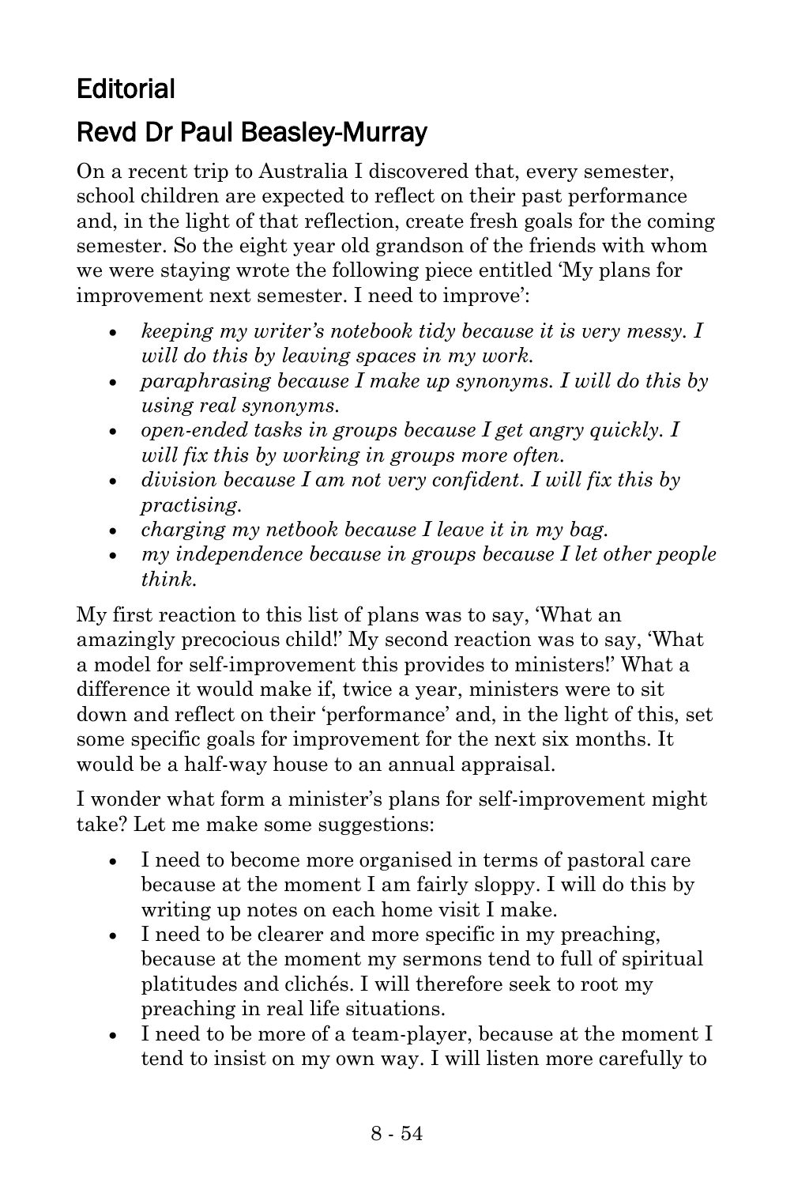# Editorial

## Revd Dr Paul Beasley-Murray

On a recent trip to Australia I discovered that, every semester, school children are expected to reflect on their past performance and, in the light of that reflection, create fresh goals for the coming semester. So the eight year old grandson of the friends with whom we were staying wrote the following piece entitled 'My plans for improvement next semester. I need to improve':

- *keeping my writer's notebook tidy because it is very messy. I will do this by leaving spaces in my work.*
- *paraphrasing because I make up synonyms. I will do this by using real synonyms.*
- *open-ended tasks in groups because I get angry quickly. I will fix this by working in groups more often.*
- *division because I am not very confident. I will fix this by practising.*
- *charging my netbook because I leave it in my bag.*
- *my independence because in groups because I let other people think.*

My first reaction to this list of plans was to say, 'What an amazingly precocious child!' My second reaction was to say, 'What a model for self-improvement this provides to ministers!' What a difference it would make if, twice a year, ministers were to sit down and reflect on their 'performance' and, in the light of this, set some specific goals for improvement for the next six months. It would be a half-way house to an annual appraisal.

I wonder what form a minister's plans for self-improvement might take? Let me make some suggestions:

- I need to become more organised in terms of pastoral care because at the moment I am fairly sloppy. I will do this by writing up notes on each home visit I make.
- I need to be clearer and more specific in my preaching, because at the moment my sermons tend to full of spiritual platitudes and clichés. I will therefore seek to root my preaching in real life situations.
- I need to be more of a team-player, because at the moment I tend to insist on my own way. I will listen more carefully to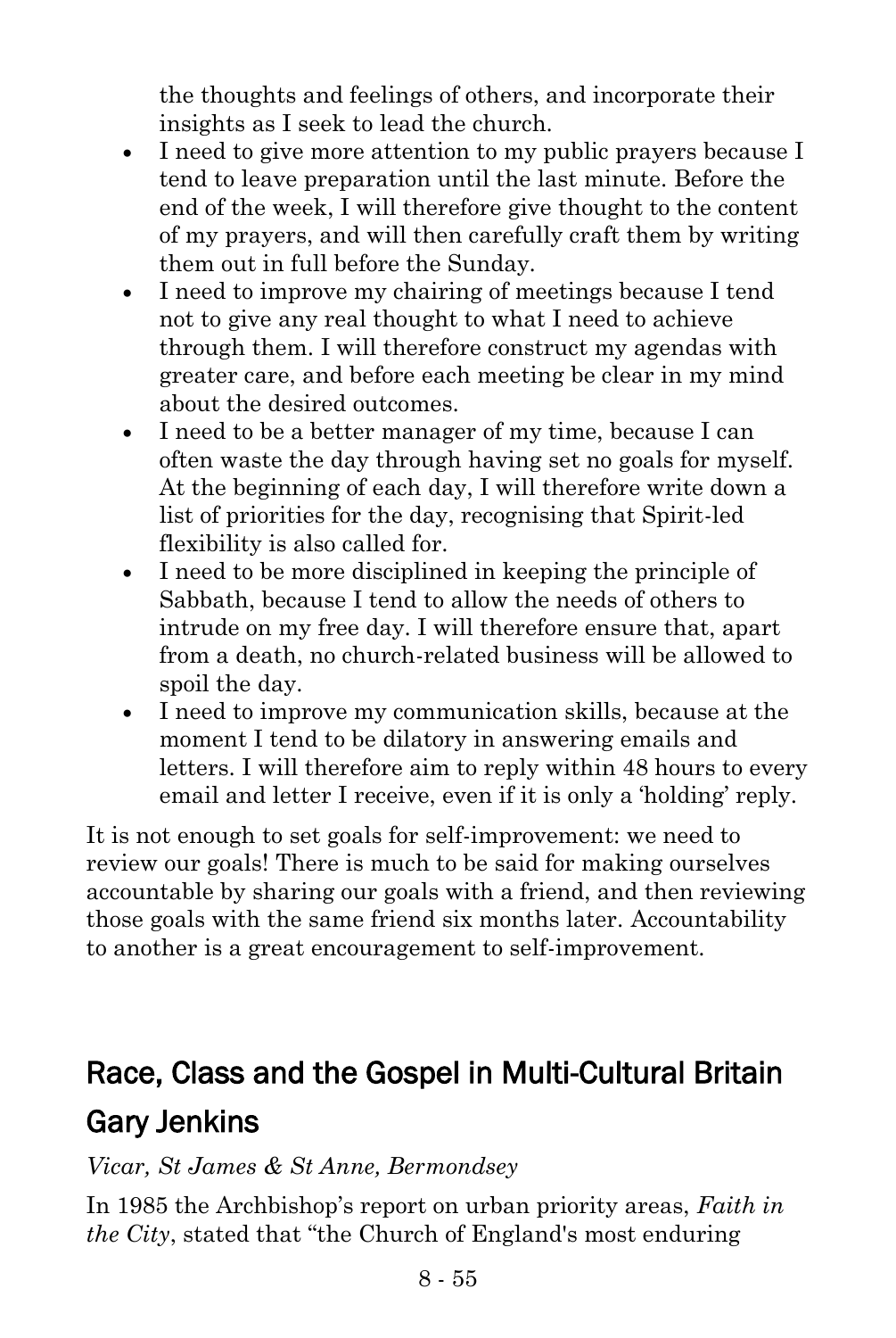the thoughts and feelings of others, and incorporate their insights as I seek to lead the church.

- I need to give more attention to my public prayers because I tend to leave preparation until the last minute. Before the end of the week, I will therefore give thought to the content of my prayers, and will then carefully craft them by writing them out in full before the Sunday.
- I need to improve my chairing of meetings because I tend not to give any real thought to what I need to achieve through them. I will therefore construct my agendas with greater care, and before each meeting be clear in my mind about the desired outcomes.
- I need to be a better manager of my time, because I can often waste the day through having set no goals for myself. At the beginning of each day, I will therefore write down a list of priorities for the day, recognising that Spirit-led flexibility is also called for.
- I need to be more disciplined in keeping the principle of Sabbath, because I tend to allow the needs of others to intrude on my free day. I will therefore ensure that, apart from a death, no church-related business will be allowed to spoil the day.
- I need to improve my communication skills, because at the moment I tend to be dilatory in answering emails and letters. I will therefore aim to reply within 48 hours to every email and letter I receive, even if it is only a 'holding' reply.

It is not enough to set goals for self-improvement: we need to review our goals! There is much to be said for making ourselves accountable by sharing our goals with a friend, and then reviewing those goals with the same friend six months later. Accountability to another is a great encouragement to self-improvement.

## Race, Class and the Gospel in Multi-Cultural Britain

## Gary Jenkins

*Vicar, St James & St Anne, Bermondsey*

In 1985 the Archbishop's report on urban priority areas, *Faith in the City*, stated that "the Church of England's most enduring